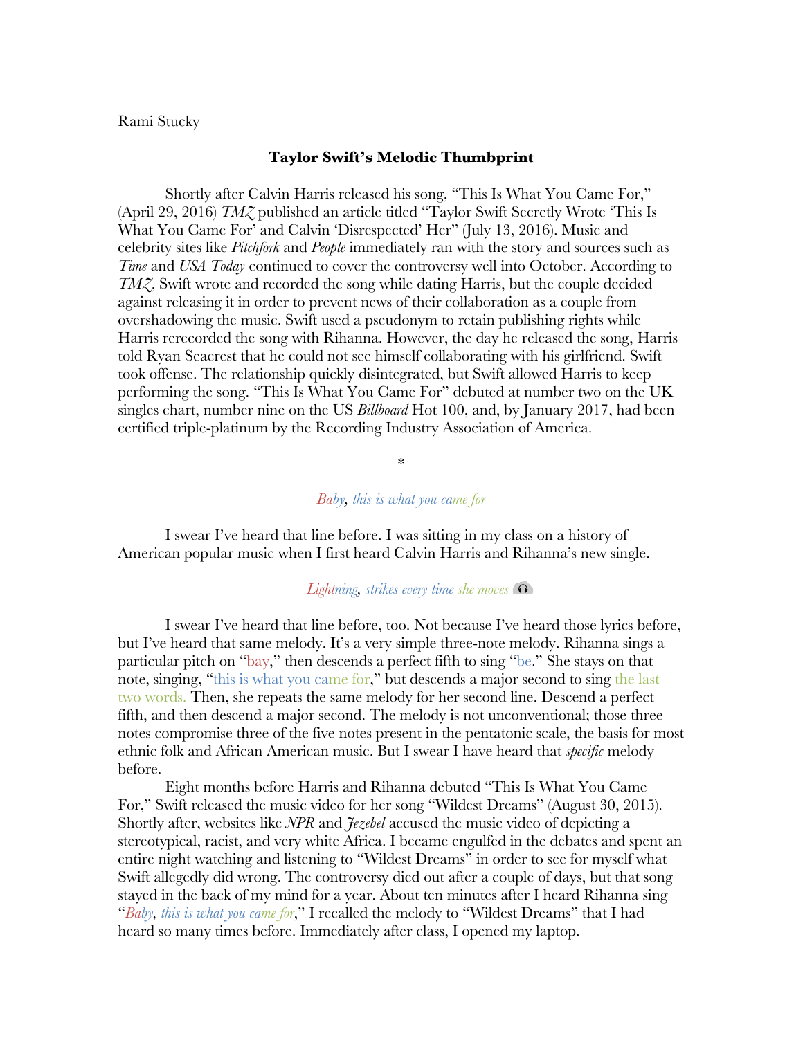Rami Stucky

## Taylor Swift's Melodic Thumbprint

Shortly after Calvin Harris released his song, "This Is What You Came For," (April 29, 2016) *TMZ* published an article titled "Taylor Swift Secretly Wrote 'This Is What You Came For' and Calvin 'Disrespected' Her" (July 13, 2016). Music and celebrity sites like *Pitchfork* and *People* immediately ran with the story and sources such as *Time* and *USA Today* continued to cover the controversy well into October. According to *TMZ*, Swift wrote and recorded the song while dating Harris, but the couple decided against releasing it in order to prevent news of their collaboration as a couple from overshadowing the music. Swift used a pseudonym to retain publishing rights while Harris rerecorded the song with Rihanna. However, the day he released the song, Harris told Ryan Seacrest that he could not see himself collaborating with his girlfriend. Swift took offense. The relationship quickly disintegrated, but Swift allowed Harris to keep performing the song. "This Is What You Came For" debuted at number two on the UK singles chart, number nine on the US *Billboard* Hot 100, and, by January 2017, had been certified triple-platinum by the Recording Industry Association of America.

*

*Baby, this is what you came for*

I swear I've heard that line before. I was sitting in my class on a history of American popular music when I first heard Calvin Harris and Rihanna's new single.

*Lightning, strikes every time she moves*

I swear I've heard that line before, too. Not because I've heard those lyrics before, but I've heard that same melody. It's a very simple three-note melody. Rihanna sings a particular pitch on "bay," then descends a perfect fifth to sing "be." She stays on that note, singing, "this is what you came for," but descends a major second to sing the last two words. Then, she repeats the same melody for her second line. Descend a perfect fifth, and then descend a major second. The melody is not unconventional; those three notes compromise three of the five notes present in the pentatonic scale, the basis for most ethnic folk and African American music. But I swear I have heard that *specific* melody before.

Eight months before Harris and Rihanna debuted "This Is What You Came For," Swift released the music video for her song "Wildest Dreams" (August 30, 2015). Shortly after, websites like *NPR* and *Jezebel* accused the music video of depicting a stereotypical, racist, and very white Africa. I became engulfed in the debates and spent an entire night watching and listening to "Wildest Dreams" in order to see for myself what Swift allegedly did wrong. The controversy died out after a couple of days, but that song stayed in the back of my mind for a year. About ten minutes after I heard Rihanna sing "*Baby, this is what you came for*," I recalled the melody to "Wildest Dreams" that I had heard so many times before. Immediately after class, I opened my laptop.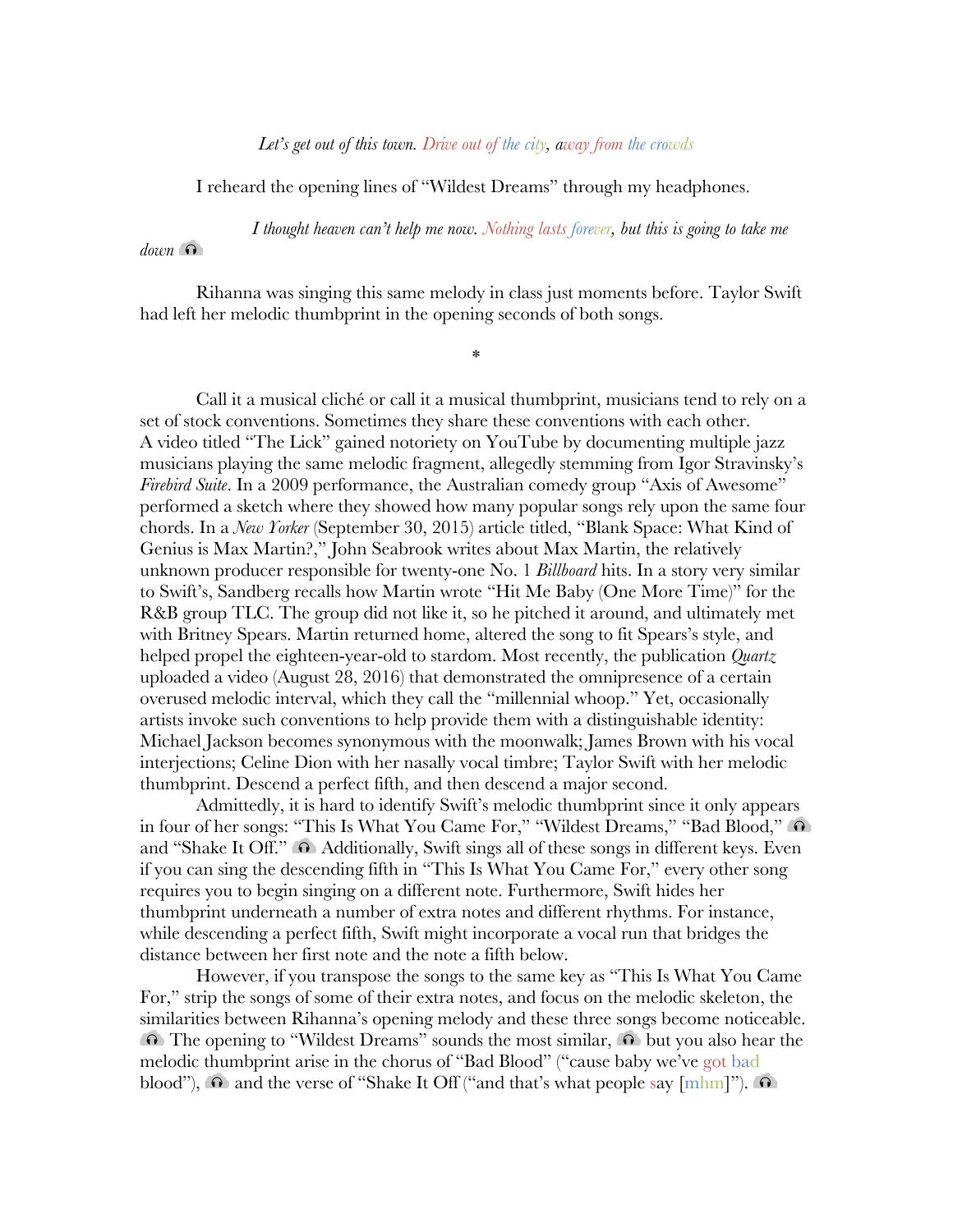*Let's get out of this town. Drive out of the city, away from the crowds*

I reheard the opening lines of "Wildest Dreams" through my headphones.

*I thought heaven can't help me now. Nothing lasts forever, but this is going to take me down*

Rihanna was singing this same melody in class just moments before. Taylor Swift had left her melodic thumbprint in the opening seconds of both songs.

*

Call it a musical cliché or call it a musical thumbprint, musicians tend to rely on a set of stock conventions. Sometimes they share these conventions with each other. A video titled "The Lick" gained notoriety on YouTube by documenting multiple jazz musicians playing the same melodic fragment, allegedly stemming from Igor Stravinsky's *Firebird Suite*. In a 2009 performance, the Australian comedy group "Axis of Awesome" performed a sketch where they showed how many popular songs rely upon the same four chords. In a *New Yorker* (September 30, 2015) article titled, "Blank Space: What Kind of Genius is Max Martin?," John Seabrook writes about Max Martin, the relatively unknown producer responsible for twenty-one No. 1 *Billboard* hits. In a story very similar to Swift's, Sandberg recalls how Martin wrote "Hit Me Baby (One More Time)" for the R&B group TLC. The group did not like it, so he pitched it around, and ultimately met with Britney Spears. Martin returned home, altered the song to fit Spears's style, and helped propel the eighteen-year-old to stardom. Most recently, the publication *Quartz* uploaded a video (August 28, 2016) that demonstrated the omnipresence of a certain overused melodic interval, which they call the "millennial whoop." Yet, occasionally artists invoke such conventions to help provide them with a distinguishable identity: Michael Jackson becomes synonymous with the moonwalk; James Brown with his vocal interjections; Celine Dion with her nasally vocal timbre; Taylor Swift with her melodic thumbprint. Descend a perfect fifth, and then descend a major second.

Admittedly, it is hard to identify Swift's melodic thumbprint since it only appears in four of her songs: "This Is What You Came For," "Wildest Dreams," "Bad Blood," and "Shake It Off." Additionally, Swift sings all of these songs in different keys. Even if you can sing the descending fifth in "This Is What You Came For," every other song requires you to begin singing on a different note. Furthermore, Swift hides her thumbprint underneath a number of extra notes and different rhythms. For instance, while descending a perfect fifth, Swift might incorporate a vocal run that bridges the distance between her first note and the note a fifth below.

However, if you transpose the songs to the same key as "This Is What You Came For," strip the songs of some of their extra notes, and focus on the melodic skeleton, the similarities between Rihanna's opening melody and these three songs become noticeable. The opening to "Wildest Dreams" sounds the most similar, but you also hear the melodic thumbprint arise in the chorus of "Bad Blood" ("cause baby we've got bad blood"), and the verse of "Shake It Off ("and that's what people say [mhm]").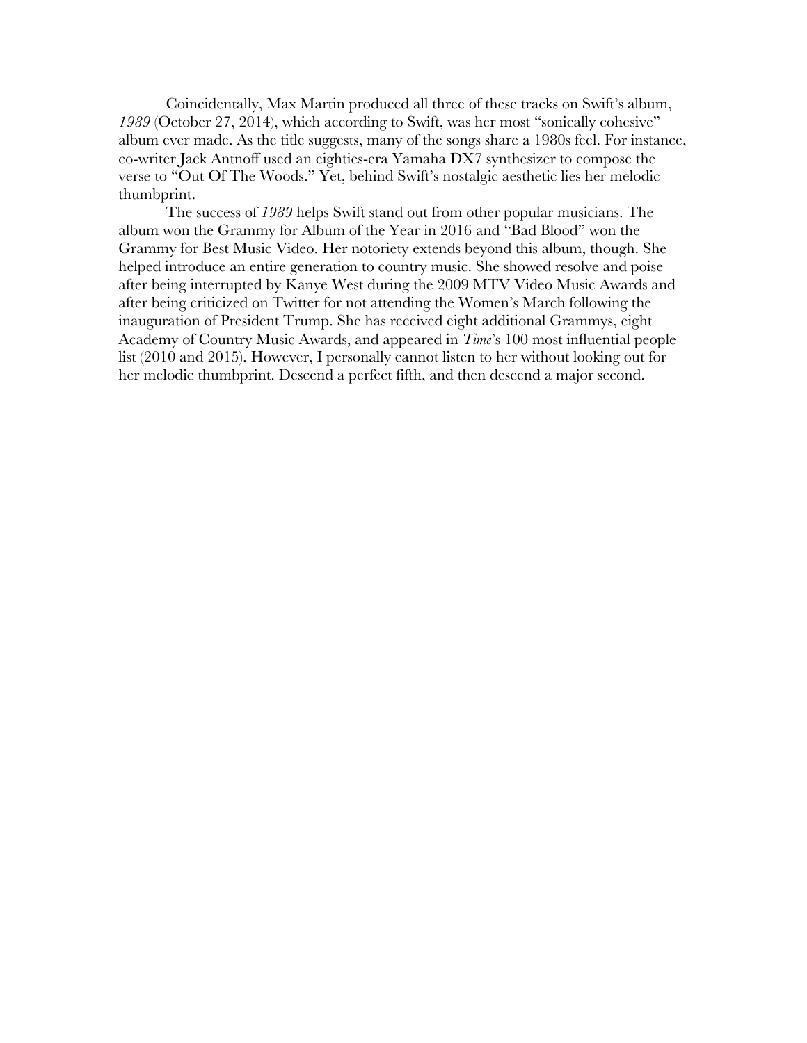Coincidentally, Max Martin produced all three of these tracks on Swift's album, *1989* (October 27, 2014), which according to Swift, was her most "sonically cohesive" album ever made. As the title suggests, many of the songs share a 1980s feel. For instance, co-writer Jack Antnoff used an eighties-era Yamaha DX7 synthesizer to compose the verse to "Out Of The Woods." Yet, behind Swift's nostalgic aesthetic lies her melodic thumbprint.

The success of *1989* helps Swift stand out from other popular musicians. The album won the Grammy for Album of the Year in 2016 and "Bad Blood" won the Grammy for Best Music Video. Her notoriety extends beyond this album, though. She helped introduce an entire generation to country music. She showed resolve and poise after being interrupted by Kanye West during the 2009 MTV Video Music Awards and after being criticized on Twitter for not attending the Women's March following the inauguration of President Trump. She has received eight additional Grammys, eight Academy of Country Music Awards, and appeared in *Time*'s 100 most influential people list (2010 and 2015). However, I personally cannot listen to her without looking out for her melodic thumbprint. Descend a perfect fifth, and then descend a major second.